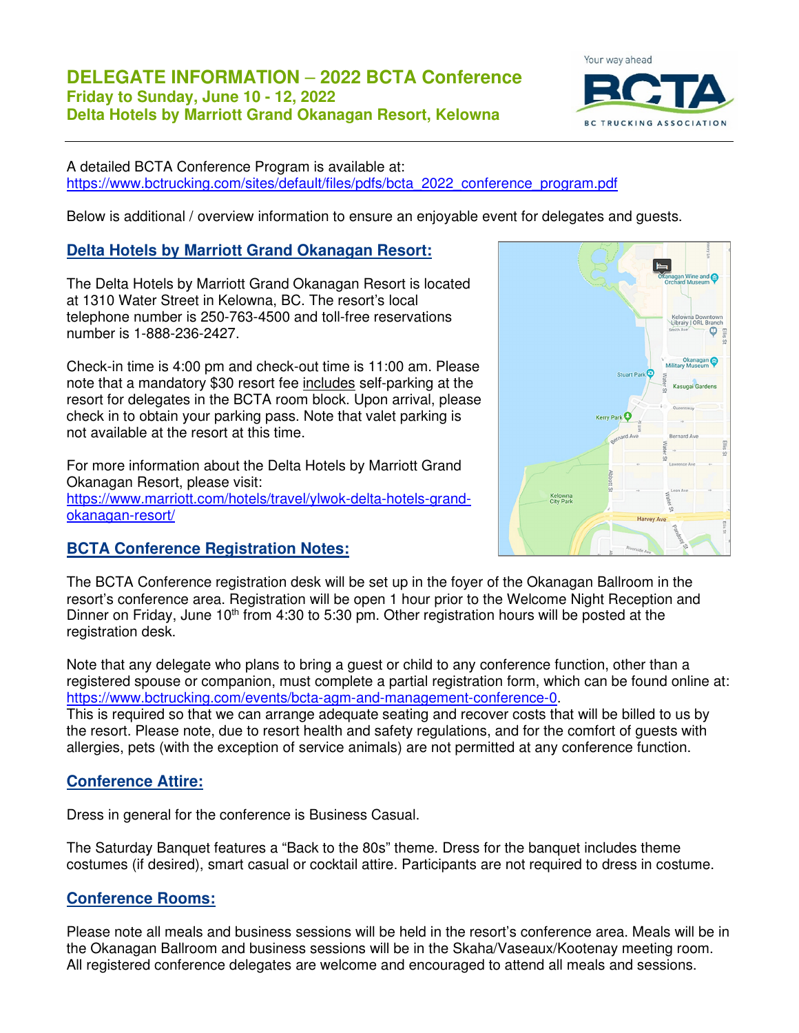# DELEGATE INFORMATION – 2022 BCTA Conference

**Friday to Sunday, June 10 - 12, 2022**

**Delta Hotels by Marriott Grand Okanagan Resort, Kelowna**

A detailed BCTA Conference Program is available at: https://www.bctrucking.com/sites/default/files/pdfs/bcta_2022_conference_program.pdf

Below is additional / overview information to ensure an enjoyable event for delegates and guests.

## Delta Hotels by Marriott Grand Okanagan Resort:

The Delta Hotels by Marriott Grand Okanagan Resort is located at 1310 Water Street in Kelowna, BC. The resort's local telephone number is 250-763-4500 and toll-free reservations number is 1-888-236-2427.

Check-in time is 4:00 pm and check-out time is 11:00 am. Please note that a mandatory $30 resort fee includes self-parking at the resort for delegates in the BCTA room block. Upon arrival, please check in to obtain your parking pass. Note that valet parking is not available at the resort at this time.

For more information about the Delta Hotels by Marriott Grand Okanagan Resort, please visit: https://www.marriott.com/hotels/travel/ylwok-delta-hotels-grand-okanagan-resort/

## BCTA Conference Registration Notes:

The BCTA Conference registration desk will be set up in the foyer of the Okanagan Ballroom in the resort's conference area. Registration will be open 1 hour prior to the Welcome Night Reception and Dinner on Friday, June 10th from 4:30 to 5:30 pm. Other registration hours will be posted at the registration desk.

Note that any delegate who plans to bring a guest or child to any conference function, other than a registered spouse or companion, must complete a partial registration form, which can be found online at: https://www.bctrucking.com/events/bcta-agm-and-management-conference-0.

This is required so that we can arrange adequate seating and recover costs that will be billed to us by the resort. Please note, due to resort health and safety regulations, and for the comfort of guests with allergies, pets (with the exception of service animals) are not permitted at any conference function.

## Conference Attire:

Dress in general for the conference is Business Casual.

The Saturday Banquet features a "Back to the 80s" theme. Dress for the banquet includes theme costumes (if desired), smart casual or cocktail attire. Participants are not required to dress in costume.

## Conference Rooms:

Please note all meals and business sessions will be held in the resort's conference area. Meals will be in the Okanagan Ballroom and business sessions will be in the Skaha/Vaseaux/Kootenay meeting room. All registered conference delegates are welcome and encouraged to attend all meals and sessions.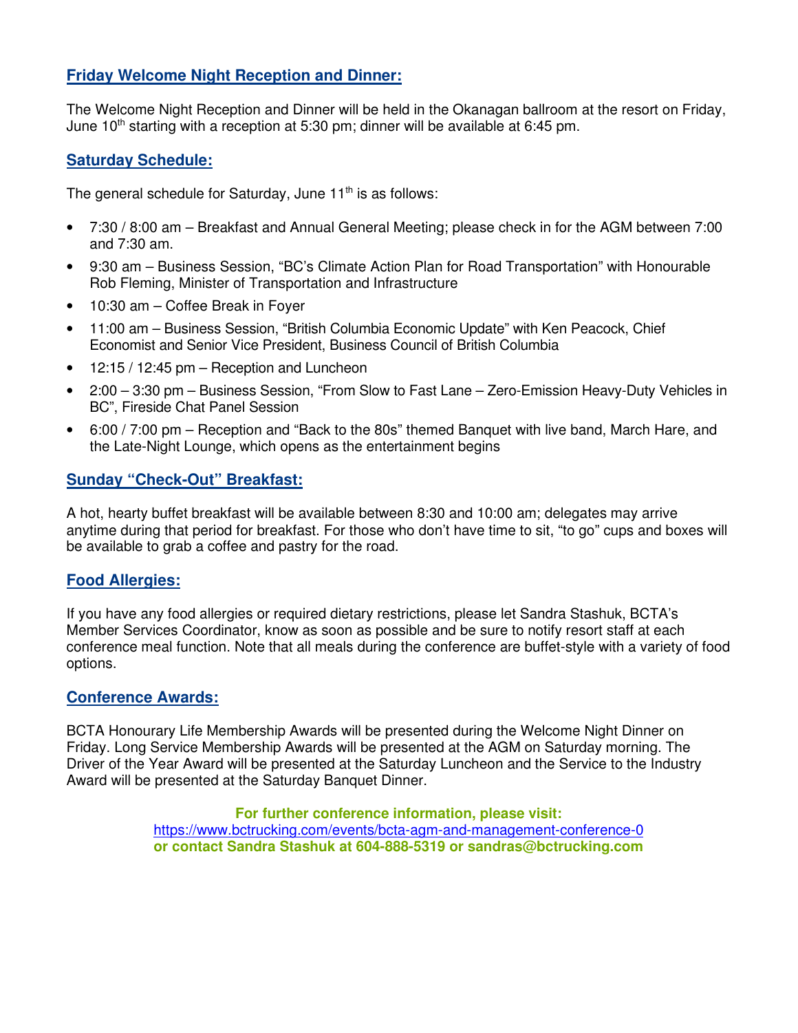## Friday Welcome Night Reception and Dinner:

The Welcome Night Reception and Dinner will be held in the Okanagan ballroom at the resort on Friday, June 10th starting with a reception at 5:30 pm; dinner will be available at 6:45 pm.

## Saturday Schedule:

The general schedule for Saturday, June 11th is as follows:

- 7:30 / 8:00 am – Breakfast and Annual General Meeting; please check in for the AGM between 7:00 and 7:30 am.
- 9:30 am – Business Session, "BC's Climate Action Plan for Road Transportation" with Honourable Rob Fleming, Minister of Transportation and Infrastructure
- 10:30 am – Coffee Break in Foyer
- 11:00 am – Business Session, "British Columbia Economic Update" with Ken Peacock, Chief Economist and Senior Vice President, Business Council of British Columbia
- 12:15 / 12:45 pm – Reception and Luncheon
- 2:00 – 3:30 pm – Business Session, "From Slow to Fast Lane – Zero-Emission Heavy-Duty Vehicles in BC", Fireside Chat Panel Session
- 6:00 / 7:00 pm – Reception and "Back to the 80s" themed Banquet with live band, March Hare, and the Late-Night Lounge, which opens as the entertainment begins

## Sunday "Check-Out" Breakfast:

A hot, hearty buffet breakfast will be available between 8:30 and 10:00 am; delegates may arrive anytime during that period for breakfast. For those who don't have time to sit, "to go" cups and boxes will be available to grab a coffee and pastry for the road.

## Food Allergies:

If you have any food allergies or required dietary restrictions, please let Sandra Stashuk, BCTA's Member Services Coordinator, know as soon as possible and be sure to notify resort staff at each conference meal function. Note that all meals during the conference are buffet-style with a variety of food options.

## Conference Awards:

BCTA Honourary Life Membership Awards will be presented during the Welcome Night Dinner on Friday. Long Service Membership Awards will be presented at the AGM on Saturday morning. The Driver of the Year Award will be presented at the Saturday Luncheon and the Service to the Industry Award will be presented at the Saturday Banquet Dinner.

**For further conference information, please visit:**
https://www.bctrucking.com/events/bcta-agm-and-management-conference-0
**or contact Sandra Stashuk at 604-888-5319 or sandras@bctrucking.com**